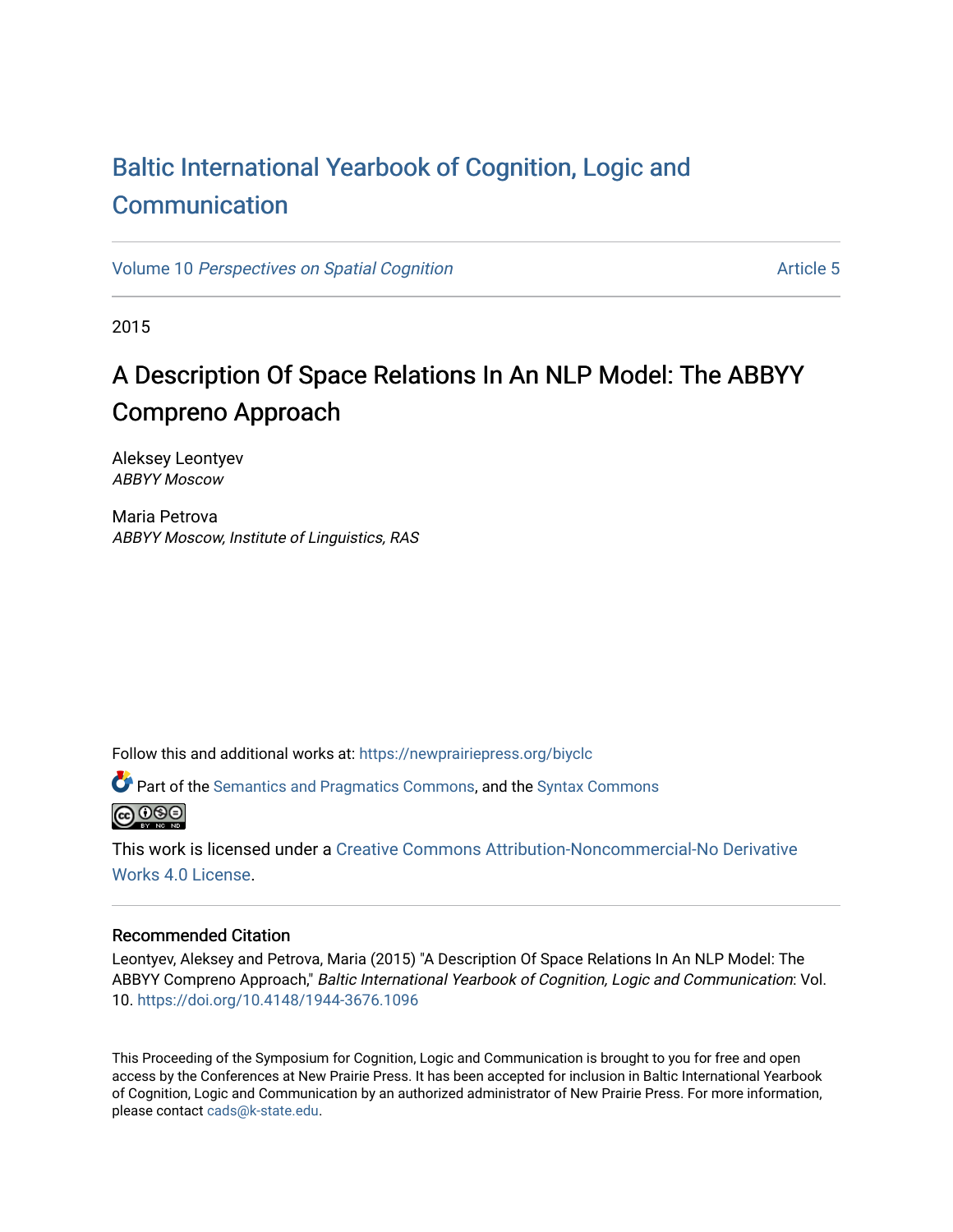# Baltic International Yearbook of Cognition, Logic and Communication

Volume 10 *Perspectives on Spatial Cognition* Article 5

2015

## A Description Of Space Relations In An NLP Model: The ABBYY Compreno Approach

Aleksey Leontyev
*ABBYY Moscow*

Maria Petrova
*ABBYY Moscow, Institute of Linguistics, RAS*

Follow this and additional works at: https://newprairiepress.org/biyclc

Part of the Semantics and Pragmatics Commons, and the Syntax Commons

This work is licensed under a Creative Commons Attribution-Noncommercial-No Derivative Works 4.0 License.

### Recommended Citation

Leontyev, Aleksey and Petrova, Maria (2015) "A Description Of Space Relations In An NLP Model: The ABBYY Compreno Approach," *Baltic International Yearbook of Cognition, Logic and Communication*: Vol. 10. https://doi.org/10.4148/1944-3676.1096

This Proceeding of the Symposium for Cognition, Logic and Communication is brought to you for free and open access by the Conferences at New Prairie Press. It has been accepted for inclusion in Baltic International Yearbook of Cognition, Logic and Communication by an authorized administrator of New Prairie Press. For more information, please contact cads@k-state.edu.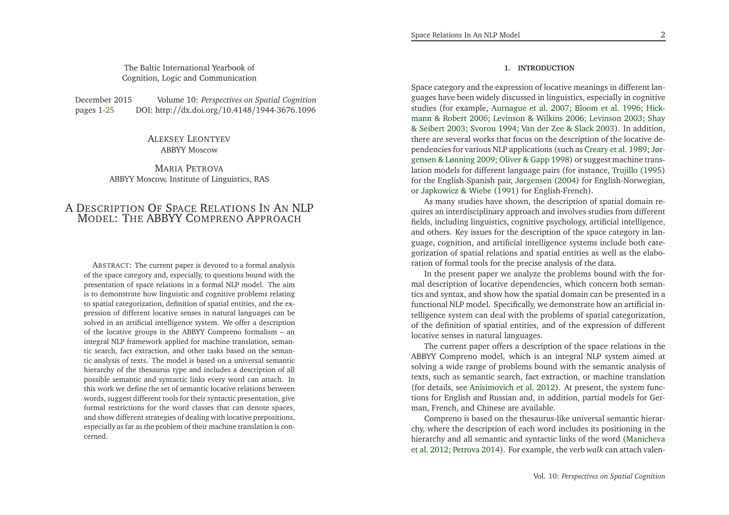The Baltic International Yearbook of Cognition, Logic and Communication

December 2015 Volume 10: *Perspectives on Spatial Cognition*
pages 1-25 DOI: http://dx.doi.org/10.4148/1944-3676.1096

ALEKSEY LEONTYEV
ABBYY Moscow

MARIA PETROVA
ABBYY Moscow, Institute of Linguistics, RAS

# A DESCRIPTION OF SPACE RELATIONS IN AN NLP MODEL: THE ABBYY COMPRENO APPROACH

ABSTRACT: The current paper is devoted to a formal analysis of the space category and, especially, to questions bound with the presentation of space relations in a formal NLP model. The aim is to demonstrate how linguistic and cognitive problems relating to spatial categorization, definition of spatial entities, and the expression of different locative senses in natural languages can be solved in an artificial intelligence system. We offer a description of the locative groups in the ABBYY Compreno formalism – an integral NLP framework applied for machine translation, semantic search, fact extraction, and other tasks based on the semantic analysis of texts. The model is based on a universal semantic hierarchy of the thesaurus type and includes a description of all possible semantic and syntactic links every word can attach. In this work we define the set of semantic locative relations between words, suggest different tools for their syntactic presentation, give formal restrictions for the word classes that can denote spaces, and show different strategies of dealing with locative prepositions, especially as far as the problem of their machine translation is concerned.

## 1. INTRODUCTION

Space category and the expression of locative meanings in different languages have been widely discussed in linguistics, especially in cognitive studies (for example, Aurnague et al. 2007; Bloom et al. 1996; Hickmann & Robert 2006; Levinson & Wilkins 2006; Levinson 2003; Shay & Seibert 2003; Svorou 1994; Van der Zee & Slack 2003). In addition, there are several works that focus on the description of the locative dependencies for various NLP applications (such as Creary et al. 1989; Jørgensen & Lønning 2009; Oliver & Gapp 1998) or suggest machine translation models for different language pairs (for instance, Trujillo (1995) for the English-Spanish pair, Jørgensen (2004) for English-Norwegian, or Japkowicz & Wiebe (1991) for English-French).

As many studies have shown, the description of spatial domain requires an interdisciplinary approach and involves studies from different fields, including linguistics, cognitive psychology, artificial intelligence, and others. Key issues for the description of the space category in language, cognition, and artificial intelligence systems include both categorization of spatial relations and spatial entities as well as the elaboration of formal tools for the precise analysis of the data.

In the present paper we analyze the problems bound with the formal description of locative dependencies, which concern both semantics and syntax, and show how the spatial domain can be presented in a functional NLP model. Specifically, we demonstrate how an artificial intelligence system can deal with the problems of spatial categorization, of the definition of spatial entities, and of the expression of different locative senses in natural languages.

The current paper offers a description of the space relations in the ABBYY Compreno model, which is an integral NLP system aimed at solving a wide range of problems bound with the semantic analysis of texts, such as semantic search, fact extraction, or machine translation (for details, see Anisimovich et al. 2012). At present, the system functions for English and Russian and, in addition, partial models for German, French, and Chinese are available.

Compreno is based on the thesaurus-like universal semantic hierarchy, where the description of each word includes its positioning in the hierarchy and all semantic and syntactic links of the word (Manicheva et al. 2012; Petrova 2014). For example, the verb *walk* can attach valen-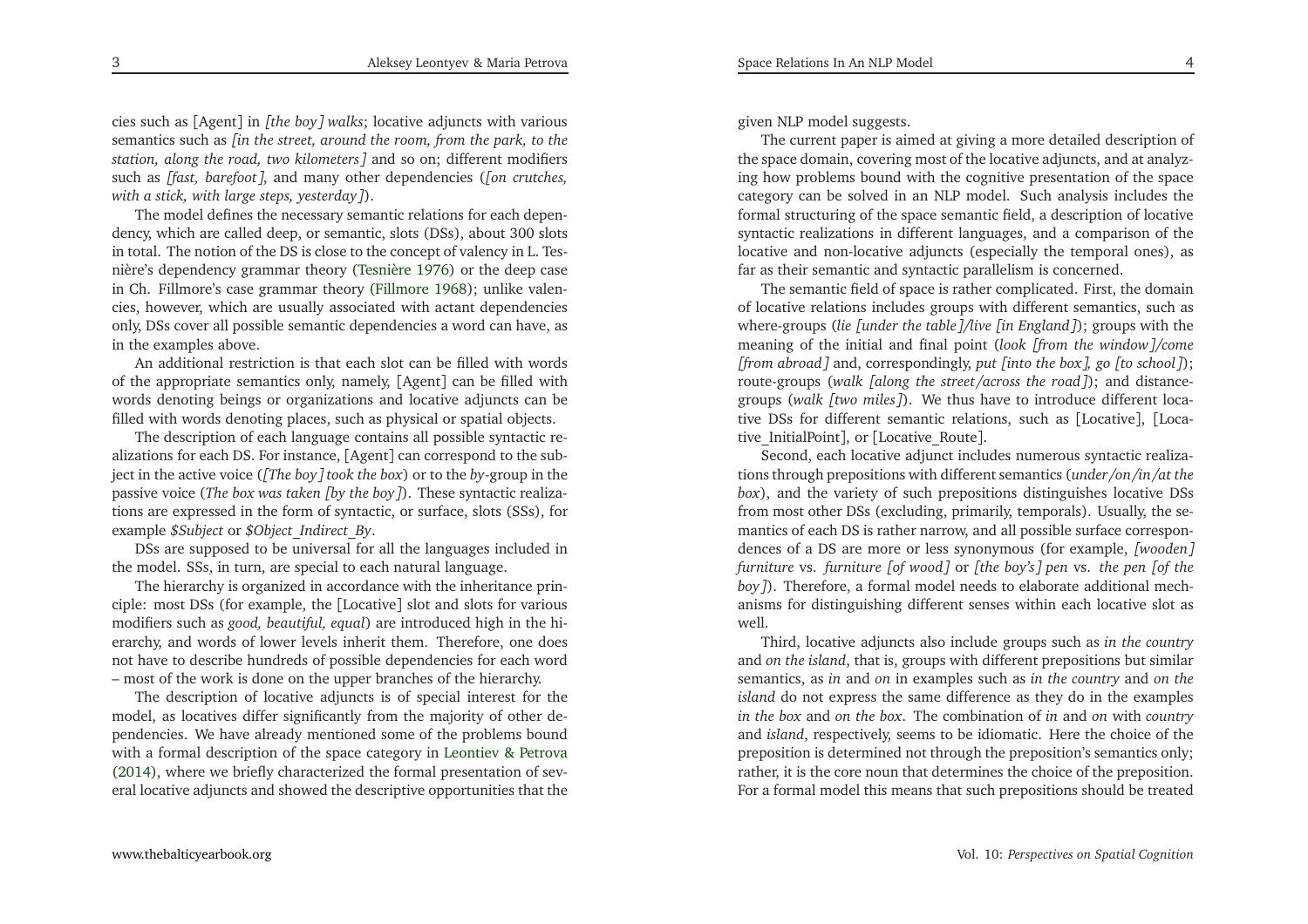cies such as [Agent] in *[the boy] walks*; locative adjuncts with various semantics such as *[in the street, around the room, from the park, to the station, along the road, two kilometers]* and so on; different modifiers such as *[fast, barefoot]*, and many other dependencies (*[on crutches, with a stick, with large steps, yesterday]*).

The model defines the necessary semantic relations for each dependency, which are called deep, or semantic, slots (DSs), about 300 slots in total. The notion of the DS is close to the concept of valency in L. Tesnière's dependency grammar theory (Tesnière 1976) or the deep case in Ch. Fillmore's case grammar theory (Fillmore 1968); unlike valencies, however, which are usually associated with actant dependencies only, DSs cover all possible semantic dependencies a word can have, as in the examples above.

An additional restriction is that each slot can be filled with words of the appropriate semantics only, namely, [Agent] can be filled with words denoting beings or organizations and locative adjuncts can be filled with words denoting places, such as physical or spatial objects.

The description of each language contains all possible syntactic realizations for each DS. For instance, [Agent] can correspond to the subject in the active voice (*[The boy] took the box*) or to the *by*-group in the passive voice (*The box was taken [by the boy]*). These syntactic realizations are expressed in the form of syntactic, or surface, slots (SSs), for example *$Subject* or *$Object_Indirect_By*.

DSs are supposed to be universal for all the languages included in the model. SSs, in turn, are special to each natural language.

The hierarchy is organized in accordance with the inheritance principle: most DSs (for example, the [Locative] slot and slots for various modifiers such as *good, beautiful, equal*) are introduced high in the hierarchy, and words of lower levels inherit them. Therefore, one does not have to describe hundreds of possible dependencies for each word – most of the work is done on the upper branches of the hierarchy.

The description of locative adjuncts is of special interest for the model, as locatives differ significantly from the majority of other dependencies. We have already mentioned some of the problems bound with a formal description of the space category in Leontiev & Petrova (2014), where we briefly characterized the formal presentation of several locative adjuncts and showed the descriptive opportunities that the given NLP model suggests.

The current paper is aimed at giving a more detailed description of the space domain, covering most of the locative adjuncts, and at analyzing how problems bound with the cognitive presentation of the space category can be solved in an NLP model. Such analysis includes the formal structuring of the space semantic field, a description of locative syntactic realizations in different languages, and a comparison of the locative and non-locative adjuncts (especially the temporal ones), as far as their semantic and syntactic parallelism is concerned.

The semantic field of space is rather complicated. First, the domain of locative relations includes groups with different semantics, such as where-groups (*lie [under the table]/live [in England]*); groups with the meaning of the initial and final point (*look [from the window]/come [from abroad]* and, correspondingly, *put [into the box], go [to school]*); route-groups (*walk [along the street/across the road]*); and distance-groups (*walk [two miles]*). We thus have to introduce different locative DSs for different semantic relations, such as [Locative], [Locative_InitialPoint], or [Locative_Route].

Second, each locative adjunct includes numerous syntactic realizations through prepositions with different semantics (*under/on/in/at the box*), and the variety of such prepositions distinguishes locative DSs from most other DSs (excluding, primarily, temporals). Usually, the semantics of each DS is rather narrow, and all possible surface correspondences of a DS are more or less synonymous (for example, *[wooden] furniture* vs. *furniture [of wood]* or *[the boy's] pen* vs. *the pen [of the boy]*). Therefore, a formal model needs to elaborate additional mechanisms for distinguishing different senses within each locative slot as well.

Third, locative adjuncts also include groups such as *in the country* and *on the island*, that is, groups with different prepositions but similar semantics, as *in* and *on* in examples such as *in the country* and *on the island* do not express the same difference as they do in the examples *in the box* and *on the box*. The combination of *in* and *on* with *country* and *island*, respectively, seems to be idiomatic. Here the choice of the preposition is determined not through the preposition's semantics only; rather, it is the core noun that determines the choice of the preposition. For a formal model this means that such prepositions should be treated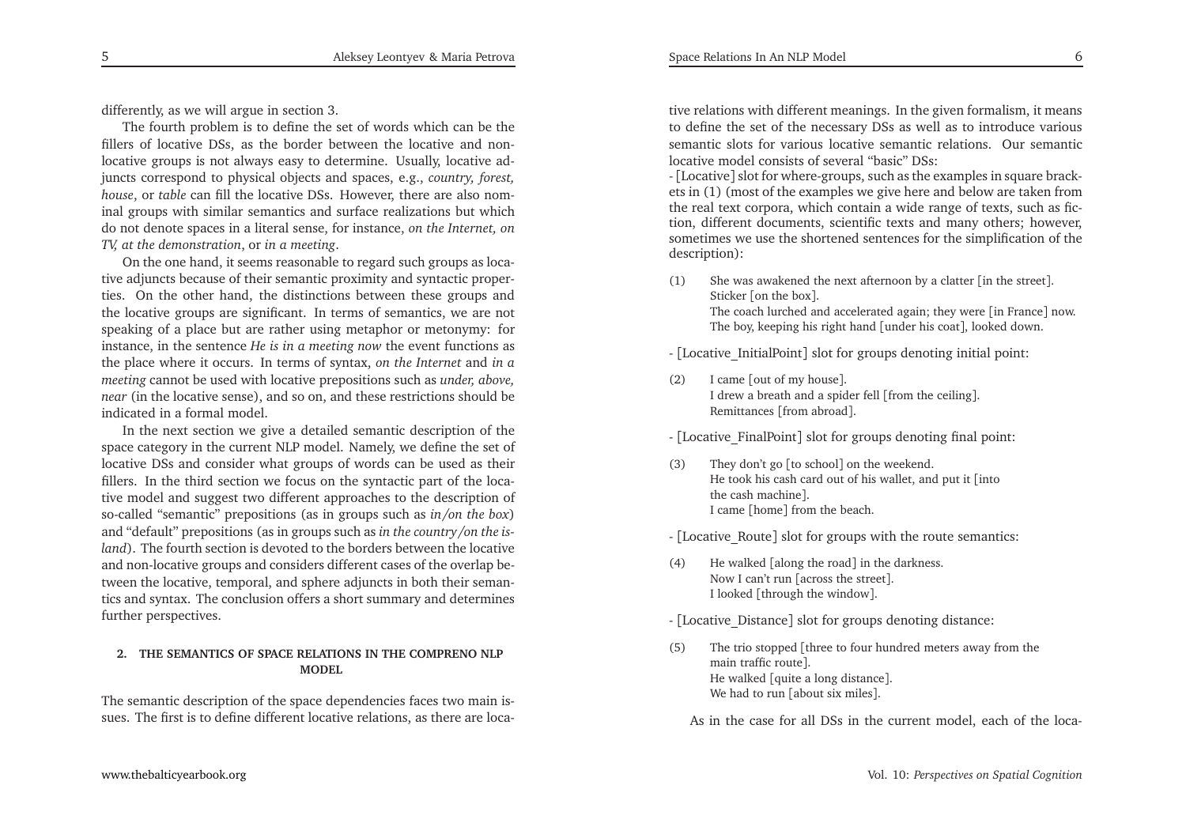differently, as we will argue in section 3.

The fourth problem is to define the set of words which can be the fillers of locative DSs, as the border between the locative and non-locative groups is not always easy to determine. Usually, locative adjuncts correspond to physical objects and spaces, e.g., *country, forest, house*, or *table* can fill the locative DSs. However, there are also nominal groups with similar semantics and surface realizations but which do not denote spaces in a literal sense, for instance, *on the Internet, on TV, at the demonstration*, or *in a meeting*.

On the one hand, it seems reasonable to regard such groups as locative adjuncts because of their semantic proximity and syntactic properties. On the other hand, the distinctions between these groups and the locative groups are significant. In terms of semantics, we are not speaking of a place but are rather using metaphor or metonymy: for instance, in the sentence *He is in a meeting now* the event functions as the place where it occurs. In terms of syntax, *on the Internet* and *in a meeting* cannot be used with locative prepositions such as *under, above, near* (in the locative sense), and so on, and these restrictions should be indicated in a formal model.

In the next section we give a detailed semantic description of the space category in the current NLP model. Namely, we define the set of locative DSs and consider what groups of words can be used as their fillers. In the third section we focus on the syntactic part of the locative model and suggest two different approaches to the description of so-called "semantic" prepositions (as in groups such as *in/on the box*) and "default" prepositions (as in groups such as *in the country/on the island*). The fourth section is devoted to the borders between the locative and non-locative groups and considers different cases of the overlap between the locative, temporal, and sphere adjuncts in both their semantics and syntax. The conclusion offers a short summary and determines further perspectives.

## 2. THE SEMANTICS OF SPACE RELATIONS IN THE COMPRENO NLP MODEL

The semantic description of the space dependencies faces two main issues. The first is to define different locative relations, as there are locative relations with different meanings. In the given formalism, it means to define the set of the necessary DSs as well as to introduce various semantic slots for various locative semantic relations. Our semantic locative model consists of several "basic" DSs:

- [Locative] slot for where-groups, such as the examples in square brackets in (1) (most of the examples we give here and below are taken from the real text corpora, which contain a wide range of texts, such as fiction, different documents, scientific texts and many others; however, sometimes we use the shortened sentences for the simplification of the description):

(1) She was awakened the next afternoon by a clatter [in the street].
Sticker [on the box].
The coach lurched and accelerated again; they were [in France] now.
The boy, keeping his right hand [under his coat], looked down.

- [Locative_InitialPoint] slot for groups denoting initial point:

(2) I came [out of my house].
I drew a breath and a spider fell [from the ceiling].
Remittances [from abroad].

- [Locative_FinalPoint] slot for groups denoting final point:

(3) They don't go [to school] on the weekend.
He took his cash card out of his wallet, and put it [into the cash machine].
I came [home] from the beach.

- [Locative_Route] slot for groups with the route semantics:

(4) He walked [along the road] in the darkness.
Now I can't run [across the street].
I looked [through the window].

- [Locative_Distance] slot for groups denoting distance:

(5) The trio stopped [three to four hundred meters away from the main traffic route].
He walked [quite a long distance].
We had to run [about six miles].

As in the case for all DSs in the current model, each of the loca-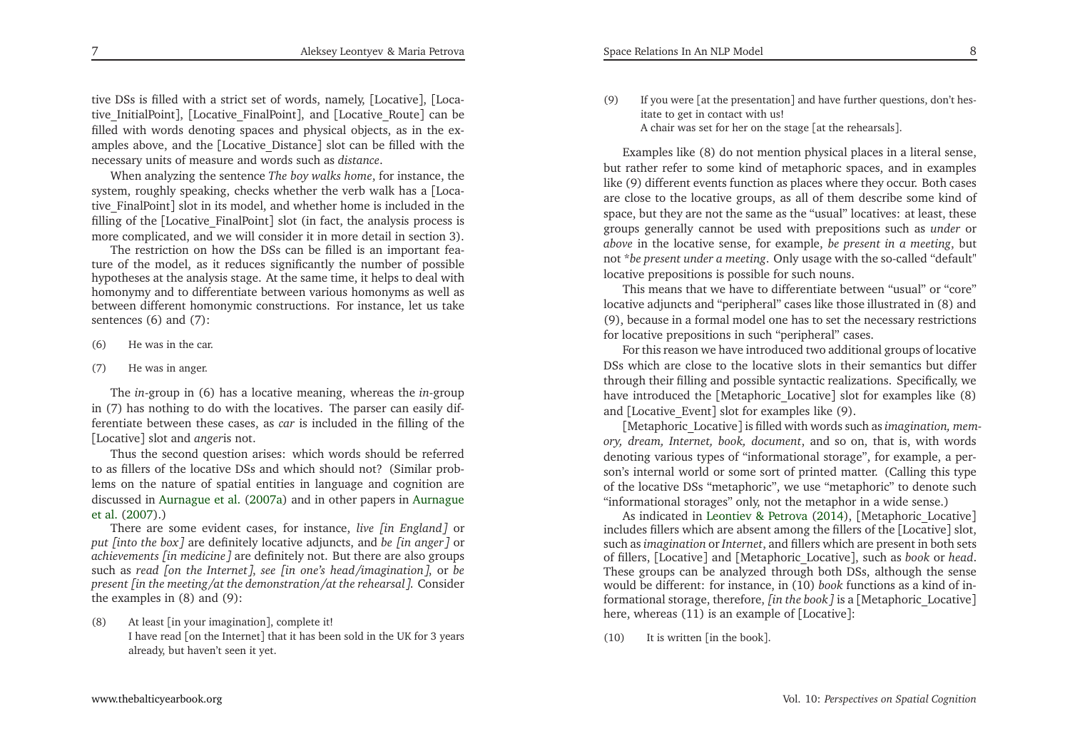tive DSs is filled with a strict set of words, namely, [Locative], [Locative_InitialPoint], [Locative_FinalPoint], and [Locative_Route] can be filled with words denoting spaces and physical objects, as in the examples above, and the [Locative_Distance] slot can be filled with the necessary units of measure and words such as *distance*.

When analyzing the sentence *The boy walks home*, for instance, the system, roughly speaking, checks whether the verb walk has a [Locative_FinalPoint] slot in its model, and whether home is included in the filling of the [Locative_FinalPoint] slot (in fact, the analysis process is more complicated, and we will consider it in more detail in section 3).

The restriction on how the DSs can be filled is an important feature of the model, as it reduces significantly the number of possible hypotheses at the analysis stage. At the same time, it helps to deal with homonymy and to differentiate between various homonyms as well as between different homonymic constructions. For instance, let us take sentences (6) and (7):

(6) He was in the car.

(7) He was in anger.

The *in*-group in (6) has a locative meaning, whereas the *in*-group in (7) has nothing to do with the locatives. The parser can easily differentiate between these cases, as *car* is included in the filling of the [Locative] slot and *anger*is not.

Thus the second question arises: which words should be referred to as fillers of the locative DSs and which should not? (Similar problems on the nature of spatial entities in language and cognition are discussed in Aurnague et al. (2007a) and in other papers in Aurnague et al. (2007).)

There are some evident cases, for instance, *live [in England]* or *put [into the box]* are definitely locative adjuncts, and *be [in anger]* or *achievements [in medicine]* are definitely not. But there are also groups such as *read [on the Internet]*, *see [in one's head/imagination]*, or *be present [in the meeting/at the demonstration/at the rehearsal]*. Consider the examples in (8) and (9):

(8) At least [in your imagination], complete it!
I have read [on the Internet] that it has been sold in the UK for 3 years already, but haven't seen it yet.

(9) If you were [at the presentation] and have further questions, don't hesitate to get in contact with us!
A chair was set for her on the stage [at the rehearsals].

Examples like (8) do not mention physical places in a literal sense, but rather refer to some kind of metaphoric spaces, and in examples like (9) different events function as places where they occur. Both cases are close to the locative groups, as all of them describe some kind of space, but they are not the same as the "usual" locatives: at least, these groups generally cannot be used with prepositions such as *under* or *above* in the locative sense, for example, *be present in a meeting*, but not \**be present under a meeting*. Only usage with the so-called "default" locative prepositions is possible for such nouns.

This means that we have to differentiate between "usual" or "core" locative adjuncts and "peripheral" cases like those illustrated in (8) and (9), because in a formal model one has to set the necessary restrictions for locative prepositions in such "peripheral" cases.

For this reason we have introduced two additional groups of locative DSs which are close to the locative slots in their semantics but differ through their filling and possible syntactic realizations. Specifically, we have introduced the [Metaphoric_Locative] slot for examples like (8) and [Locative_Event] slot for examples like (9).

[Metaphoric_Locative] is filled with words such as *imagination, memory, dream, Internet, book, document*, and so on, that is, with words denoting various types of "informational storage", for example, a person's internal world or some sort of printed matter. (Calling this type of the locative DSs "metaphoric", we use "metaphoric" to denote such "informational storages" only, not the metaphor in a wide sense.)

As indicated in Leontiev & Petrova (2014), [Metaphoric_Locative] includes fillers which are absent among the fillers of the [Locative] slot, such as *imagination* or *Internet*, and fillers which are present in both sets of fillers, [Locative] and [Metaphoric_Locative], such as *book* or *head*. These groups can be analyzed through both DSs, although the sense would be different: for instance, in (10) *book* functions as a kind of informational storage, therefore, *[in the book]* is a [Metaphoric_Locative] here, whereas (11) is an example of [Locative]:

(10) It is written [in the book].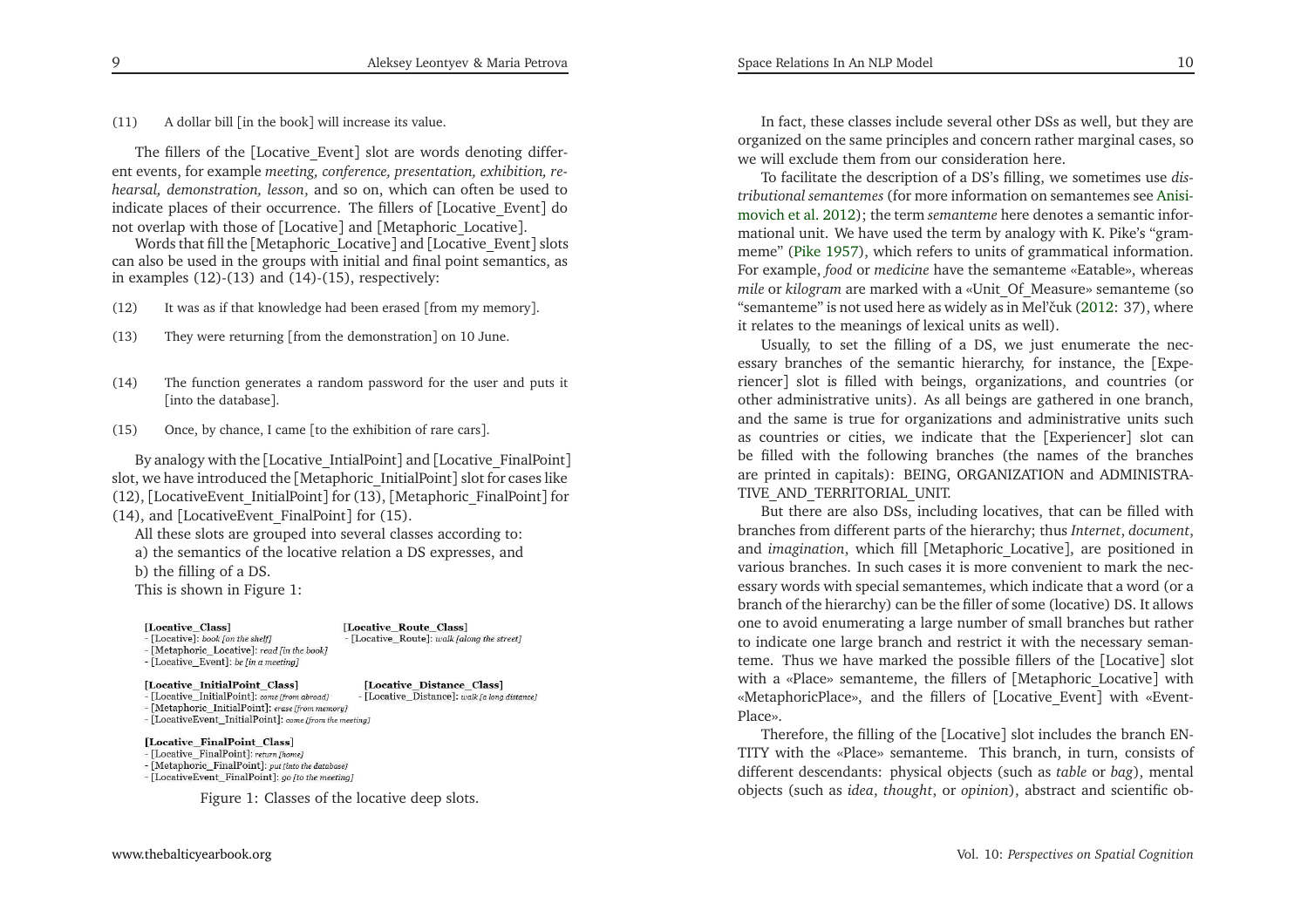(11) A dollar bill [in the book] will increase its value.

The fillers of the [Locative_Event] slot are words denoting different events, for example *meeting, conference, presentation, exhibition, rehearsal, demonstration, lesson*, and so on, which can often be used to indicate places of their occurrence. The fillers of [Locative_Event] do not overlap with those of [Locative] and [Metaphoric_Locative].

Words that fill the [Metaphoric_Locative] and [Locative_Event] slots can also be used in the groups with initial and final point semantics, as in examples (12)-(13) and (14)-(15), respectively:

(12) It was as if that knowledge had been erased [from my memory].

(13) They were returning [from the demonstration] on 10 June.

(14) The function generates a random password for the user and puts it [into the database].

(15) Once, by chance, I came [to the exhibition of rare cars].

By analogy with the [Locative_IntialPoint] and [Locative_FinalPoint] slot, we have introduced the [Metaphoric_InitialPoint] slot for cases like (12), [LocativeEvent_InitialPoint] for (13), [Metaphoric_FinalPoint] for (14), and [LocativeEvent_FinalPoint] for (15).

All these slots are grouped into several classes according to:

a) the semantics of the locative relation a DS expresses, and

b) the filling of a DS.

This is shown in Figure 1:

**[Locative_Class]**
- [Locative]: *book [on the shelf]*
- [Metaphoric_Locative]: *read [in the book]*
- [Locative_Event]: *be [in a meeting]*

**[Locative_Route_Class]**
- [Locative_Route]: *walk [along the street]*

**[Locative_InitialPoint_Class]**
- [Locative_InitialPoint]: *come [from abroad]*
- [Metaphoric_InitialPoint]: *erase [from memory]*
- [LocativeEvent_InitialPoint]: *come [from the meeting]*

**[Locative_Distance_Class]**
- [Locative_Distance]: *walk [a long distance]*

**[Locative_FinalPoint_Class]**
- [Locative_FinalPoint]: *return [home]*
- [Metaphoric_FinalPoint]: *put [into the database]*
- [LocativeEvent_FinalPoint]: *go [to the meeting]*

Figure 1: Classes of the locative deep slots.

In fact, these classes include several other DSs as well, but they are organized on the same principles and concern rather marginal cases, so we will exclude them from our consideration here.

To facilitate the description of a DS's filling, we sometimes use *distributional semantemes* (for more information on semantemes see Anisimovich et al. 2012); the term *semanteme* here denotes a semantic informational unit. We have used the term by analogy with K. Pike's "grammeme" (Pike 1957), which refers to units of grammatical information. For example, *food* or *medicine* have the semanteme «Eatable», whereas *mile* or *kilogram* are marked with a «Unit_Of_Measure» semanteme (so "semanteme" is not used here as widely as in Mel'čuk (2012: 37), where it relates to the meanings of lexical units as well).

Usually, to set the filling of a DS, we just enumerate the necessary branches of the semantic hierarchy, for instance, the [Experiencer] slot is filled with beings, organizations, and countries (or other administrative units). As all beings are gathered in one branch, and the same is true for organizations and administrative units such as countries or cities, we indicate that the [Experiencer] slot can be filled with the following branches (the names of the branches are printed in capitals): BEING, ORGANIZATION and ADMINISTRATIVE_AND_TERRITORIAL_UNIT.

But there are also DSs, including locatives, that can be filled with branches from different parts of the hierarchy; thus *Internet*, *document*, and *imagination*, which fill [Metaphoric_Locative], are positioned in various branches. In such cases it is more convenient to mark the necessary words with special semantemes, which indicate that a word (or a branch of the hierarchy) can be the filler of some (locative) DS. It allows one to avoid enumerating a large number of small branches but rather to indicate one large branch and restrict it with the necessary semanteme. Thus we have marked the possible fillers of the [Locative] slot with a «Place» semanteme, the fillers of [Metaphoric_Locative] with «MetaphoricPlace», and the fillers of [Locative_Event] with «EventPlace».

Therefore, the filling of the [Locative] slot includes the branch ENTITY with the «Place» semanteme. This branch, in turn, consists of different descendants: physical objects (such as *table* or *bag*), mental objects (such as *idea*, *thought*, or *opinion*), abstract and scientific ob-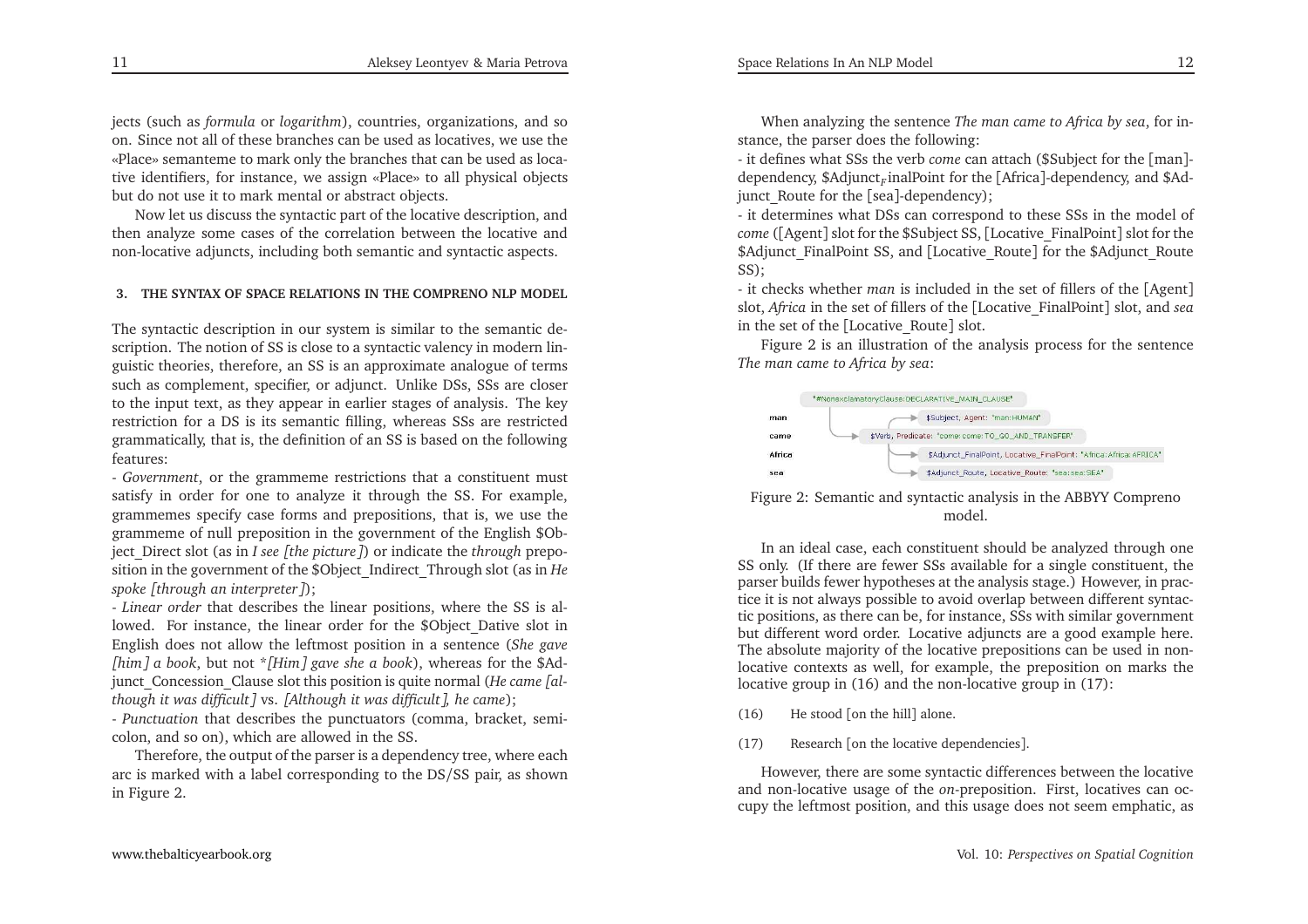jects (such as *formula* or *logarithm*), countries, organizations, and so on. Since not all of these branches can be used as locatives, we use the «Place» semanteme to mark only the branches that can be used as locative identifiers, for instance, we assign «Place» to all physical objects but do not use it to mark mental or abstract objects.

Now let us discuss the syntactic part of the locative description, and then analyze some cases of the correlation between the locative and non-locative adjuncts, including both semantic and syntactic aspects.

### 3. THE SYNTAX OF SPACE RELATIONS IN THE COMPRENO NLP MODEL

The syntactic description in our system is similar to the semantic description. The notion of SS is close to a syntactic valency in modern linguistic theories, therefore, an SS is an approximate analogue of terms such as complement, specifier, or adjunct. Unlike DSs, SSs are closer to the input text, as they appear in earlier stages of analysis. The key restriction for a DS is its semantic filling, whereas SSs are restricted grammatically, that is, the definition of an SS is based on the following features:

- *Government*, or the grammeme restrictions that a constituent must satisfy in order for one to analyze it through the SS. For example, grammemes specify case forms and prepositions, that is, we use the grammeme of null preposition in the government of the English $Object_Direct slot (as in *I see [the picture]*) or indicate the *through* preposition in the government of the $Object_Indirect_Through slot (as in *He spoke [through an interpreter]*);
- *Linear order* that describes the linear positions, where the SS is allowed. For instance, the linear order for the $Object_Dative slot in English does not allow the leftmost position in a sentence (*She gave [him] a book*, but not **[Him] gave she a book*), whereas for the $Adjunct_Concession_Clause slot this position is quite normal (*He came [although it was difficult]* vs. *[Although it was difficult], he came*);
- *Punctuation* that describes the punctuators (comma, bracket, semicolon, and so on), which are allowed in the SS.

Therefore, the output of the parser is a dependency tree, where each arc is marked with a label corresponding to the DS/SS pair, as shown in Figure 2.

When analyzing the sentence *The man came to Africa by sea*, for instance, the parser does the following:

- it defines what SSs the verb *come* can attach ($Subject for the [man]-dependency, $Adjunct_FinalPoint for the [Africa]-dependency, and $Adjunct_Route for the [sea]-dependency);
- it determines what DSs can correspond to these SSs in the model of *come* ([Agent] slot for the $Subject SS, [Locative_FinalPoint] slot for the $Adjunct_FinalPoint SS, and [Locative_Route] for the $Adjunct_Route SS);
- it checks whether *man* is included in the set of fillers of the [Agent] slot, *Africa* in the set of fillers of the [Locative_FinalPoint] slot, and *sea* in the set of the [Locative_Route] slot.

Figure 2 is an illustration of the analysis process for the sentence *The man came to Africa by sea*:

Figure 2: Semantic and syntactic analysis in the ABBYY Compreno model.

In an ideal case, each constituent should be analyzed through one SS only. (If there are fewer SSs available for a single constituent, the parser builds fewer hypotheses at the analysis stage.) However, in practice it is not always possible to avoid overlap between different syntactic positions, as there can be, for instance, SSs with similar government but different word order. Locative adjuncts are a good example here. The absolute majority of the locative prepositions can be used in non-locative contexts as well, for example, the preposition on marks the locative group in (16) and the non-locative group in (17):

(16) He stood [on the hill] alone.

(17) Research [on the locative dependencies].

However, there are some syntactic differences between the locative and non-locative usage of the *on*-preposition. First, locatives can occupy the leftmost position, and this usage does not seem emphatic, as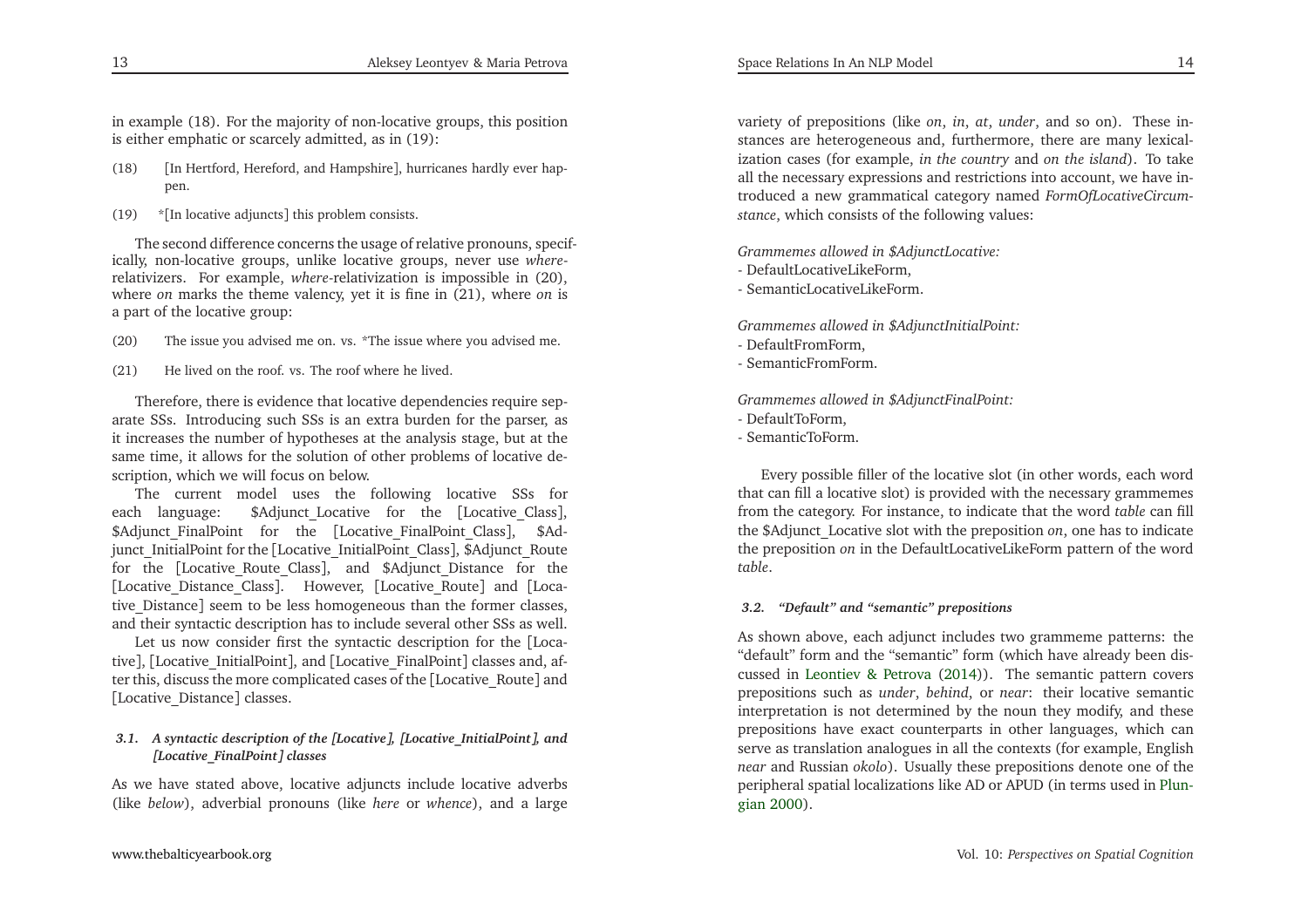in example (18). For the majority of non-locative groups, this position is either emphatic or scarcely admitted, as in (19):

(18) [In Hertford, Hereford, and Hampshire], hurricanes hardly ever happen.

(19) *[In locative adjuncts] this problem consists.

The second difference concerns the usage of relative pronouns, specifically, non-locative groups, unlike locative groups, never use *where*-relativizers. For example, *where*-relativization is impossible in (20), where *on* marks the theme valency, yet it is fine in (21), where *on* is a part of the locative group:

(20) The issue you advised me on. vs. *The issue where you advised me.

(21) He lived on the roof. vs. The roof where he lived.

Therefore, there is evidence that locative dependencies require separate SSs. Introducing such SSs is an extra burden for the parser, as it increases the number of hypotheses at the analysis stage, but at the same time, it allows for the solution of other problems of locative description, which we will focus on below.

The current model uses the following locative SSs for each language: $Adjunct_Locative for the [Locative_Class], $Adjunct_FinalPoint for the [Locative_FinalPoint_Class], $Adjunct_InitialPoint for the [Locative_InitialPoint_Class], $Adjunct_Route for the [Locative_Route_Class], and $Adjunct_Distance for the [Locative_Distance_Class]. However, [Locative_Route] and [Locative_Distance] seem to be less homogeneous than the former classes, and their syntactic description has to include several other SSs as well.

Let us now consider first the syntactic description for the [Locative], [Locative_InitialPoint], and [Locative_FinalPoint] classes and, after this, discuss the more complicated cases of the [Locative_Route] and [Locative_Distance] classes.

### 3.1. A syntactic description of the [Locative], [Locative_InitialPoint], and [Locative_FinalPoint] classes

As we have stated above, locative adjuncts include locative adverbs (like *below*), adverbial pronouns (like *here* or *whence*), and a large variety of prepositions (like *on*, *in*, *at*, *under*, and so on). These instances are heterogeneous and, furthermore, there are many lexicalization cases (for example, *in the country* and *on the island*). To take all the necessary expressions and restrictions into account, we have introduced a new grammatical category named *FormOfLocativeCircumstance*, which consists of the following values:

*Grammemes allowed in $AdjunctLocative:*
- DefaultLocativeLikeForm,
- SemanticLocativeLikeForm.

*Grammemes allowed in $AdjunctInitialPoint:*
- DefaultFromForm,
- SemanticFromForm.

*Grammemes allowed in $AdjunctFinalPoint:*
- DefaultToForm,
- SemanticToForm.

Every possible filler of the locative slot (in other words, each word that can fill a locative slot) is provided with the necessary grammemes from the category. For instance, to indicate that the word *table* can fill the $Adjunct_Locative slot with the preposition *on*, one has to indicate the preposition *on* in the DefaultLocativeLikeForm pattern of the word *table*.

### 3.2. "Default" and "semantic" prepositions

As shown above, each adjunct includes two grammeme patterns: the "default" form and the "semantic" form (which have already been discussed in Leontiev & Petrova (2014)). The semantic pattern covers prepositions such as *under*, *behind*, or *near*: their locative semantic interpretation is not determined by the noun they modify, and these prepositions have exact counterparts in other languages, which can serve as translation analogues in all the contexts (for example, English *near* and Russian *okolo*). Usually these prepositions denote one of the peripheral spatial localizations like AD or APUD (in terms used in Plungian 2000).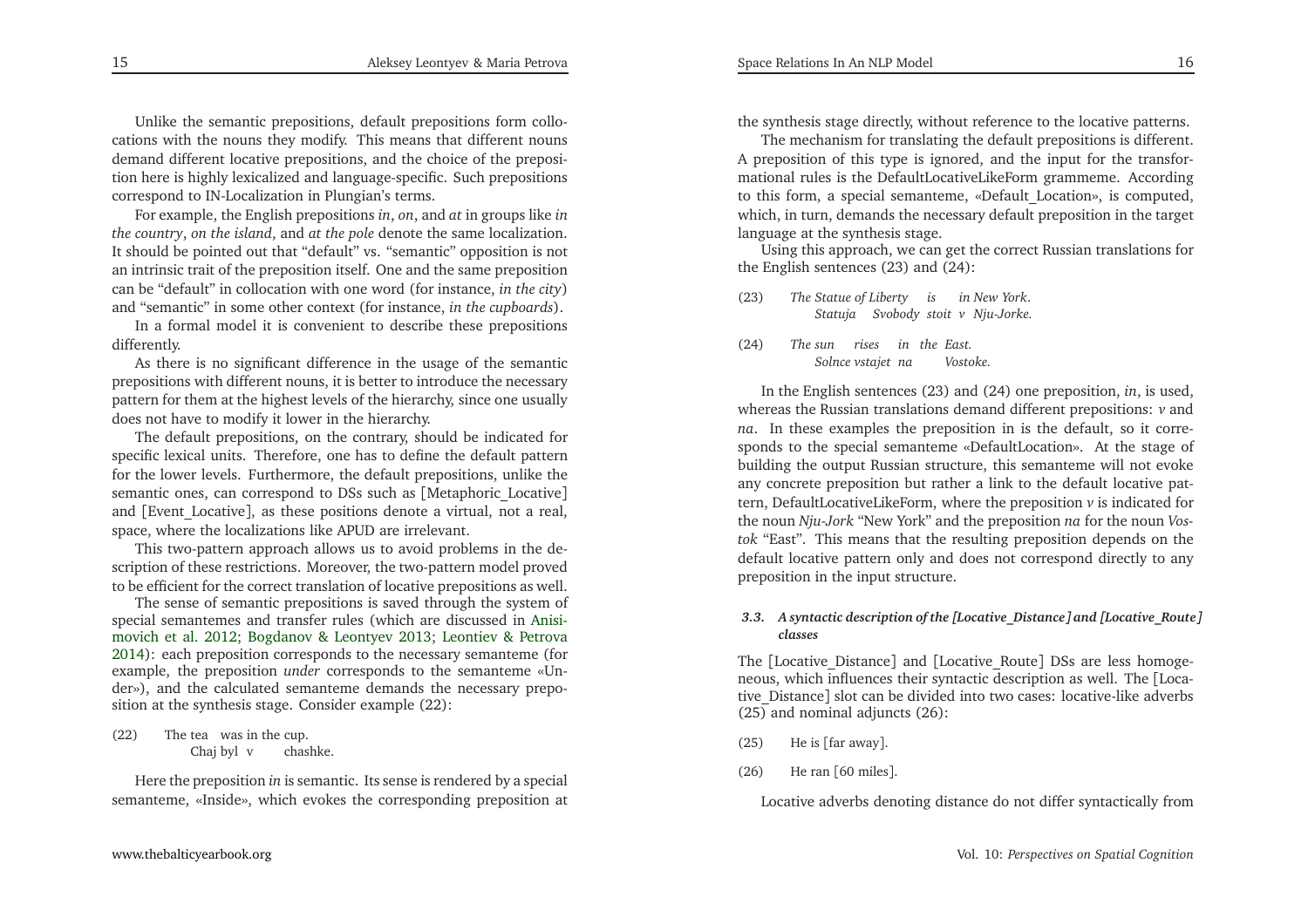Unlike the semantic prepositions, default prepositions form collocations with the nouns they modify. This means that different nouns demand different locative prepositions, and the choice of the preposition here is highly lexicalized and language-specific. Such prepositions correspond to IN-Localization in Plungian's terms.

For example, the English prepositions *in*, *on*, and *at* in groups like *in the country*, *on the island*, and *at the pole* denote the same localization. It should be pointed out that "default" vs. "semantic" opposition is not an intrinsic trait of the preposition itself. One and the same preposition can be "default" in collocation with one word (for instance, *in the city*) and "semantic" in some other context (for instance, *in the cupboards*).

In a formal model it is convenient to describe these prepositions differently.

As there is no significant difference in the usage of the semantic prepositions with different nouns, it is better to introduce the necessary pattern for them at the highest levels of the hierarchy, since one usually does not have to modify it lower in the hierarchy.

The default prepositions, on the contrary, should be indicated for specific lexical units. Therefore, one has to define the default pattern for the lower levels. Furthermore, the default prepositions, unlike the semantic ones, can correspond to DSs such as [Metaphoric_Locative] and [Event_Locative], as these positions denote a virtual, not a real, space, where the localizations like APUD are irrelevant.

This two-pattern approach allows us to avoid problems in the description of these restrictions. Moreover, the two-pattern model proved to be efficient for the correct translation of locative prepositions as well.

The sense of semantic prepositions is saved through the system of special semantemes and transfer rules (which are discussed in Anisimovich et al. 2012; Bogdanov & Leontyev 2013; Leontiev & Petrova 2014): each preposition corresponds to the necessary semanteme (for example, the preposition *under* corresponds to the semanteme «Under»), and the calculated semanteme demands the necessary preposition at the synthesis stage. Consider example (22):

(22) The tea was in the cup.
 Chaj byl v chashke.

Here the preposition *in* is semantic. Its sense is rendered by a special semanteme, «Inside», which evokes the corresponding preposition at the synthesis stage directly, without reference to the locative patterns.

The mechanism for translating the default prepositions is different. A preposition of this type is ignored, and the input for the transformational rules is the DefaultLocativeLikeForm grammeme. According to this form, a special semanteme, «Default_Location», is computed, which, in turn, demands the necessary default preposition in the target language at the synthesis stage.

Using this approach, we can get the correct Russian translations for the English sentences (23) and (24):

(23) *The Statue of Liberty is in New York*.
 *Statuja Svobody stoit v Nju-Jorke.*

(24) *The sun rises in the East.*
 *Solnce vstajet na Vostoke.*

In the English sentences (23) and (24) one preposition, *in*, is used, whereas the Russian translations demand different prepositions: *v* and *na*. In these examples the preposition in is the default, so it corresponds to the special semanteme «DefaultLocation». At the stage of building the output Russian structure, this semanteme will not evoke any concrete preposition but rather a link to the default locative pattern, DefaultLocativeLikeForm, where the preposition *v* is indicated for the noun *Nju-Jork* "New York" and the preposition *na* for the noun *Vostok* "East". This means that the resulting preposition depends on the default locative pattern only and does not correspond directly to any preposition in the input structure.

### *3.3. A syntactic description of the [Locative_Distance] and [Locative_Route] classes*

The [Locative_Distance] and [Locative_Route] DSs are less homogeneous, which influences their syntactic description as well. The [Locative_Distance] slot can be divided into two cases: locative-like adverbs (25) and nominal adjuncts (26):

(25) He is [far away].

(26) He ran [60 miles].

Locative adverbs denoting distance do not differ syntactically from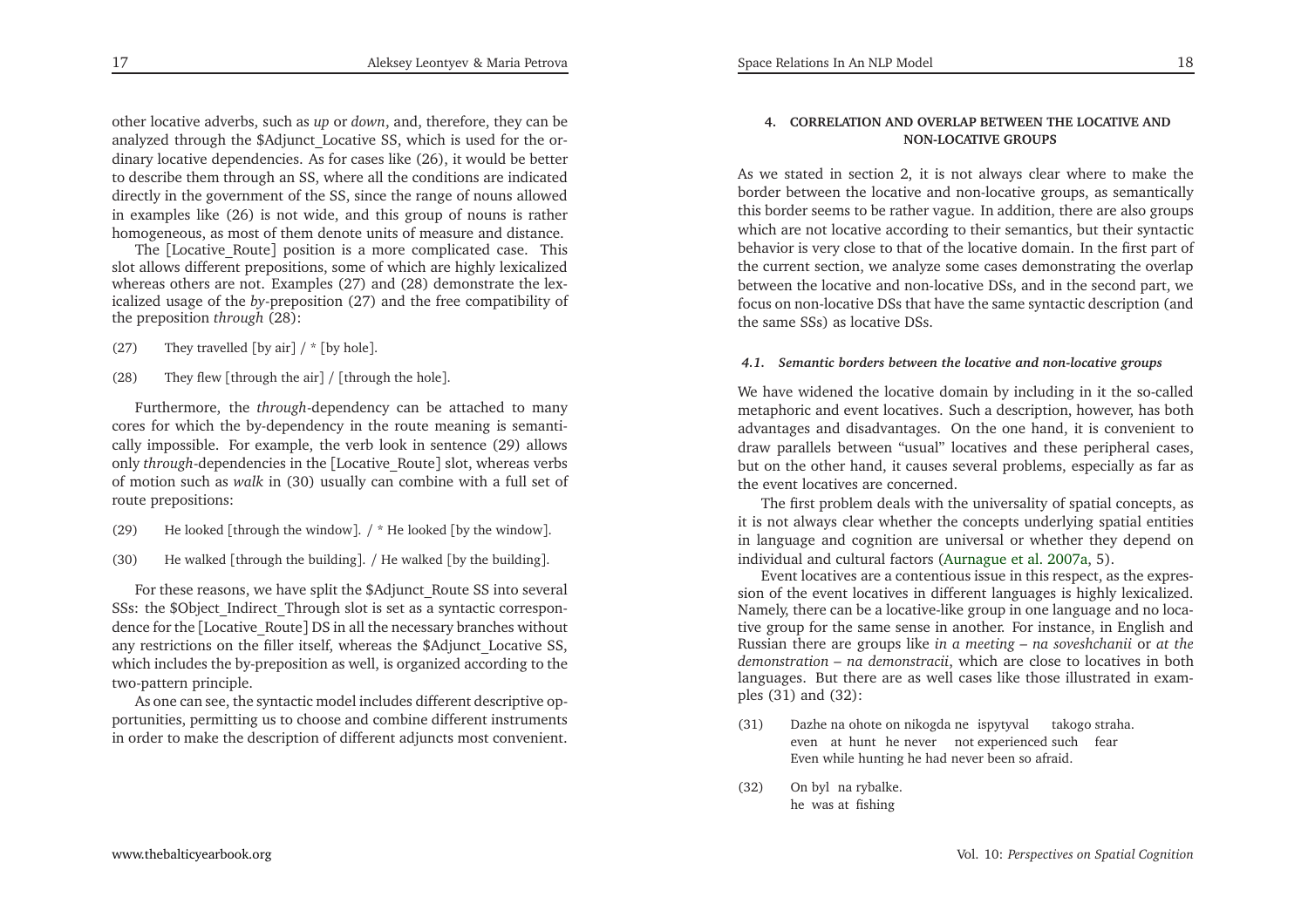other locative adverbs, such as *up* or *down*, and, therefore, they can be analyzed through the $Adjunct_Locative SS, which is used for the ordinary locative dependencies. As for cases like (26), it would be better to describe them through an SS, where all the conditions are indicated directly in the government of the SS, since the range of nouns allowed in examples like (26) is not wide, and this group of nouns is rather homogeneous, as most of them denote units of measure and distance.

The [Locative_Route] position is a more complicated case. This slot allows different prepositions, some of which are highly lexicalized whereas others are not. Examples (27) and (28) demonstrate the lexicalized usage of the *by*-preposition (27) and the free compatibility of the preposition *through* (28):

(27) They travelled [by air] / * [by hole].

(28) They flew [through the air] / [through the hole].

Furthermore, the *through*-dependency can be attached to many cores for which the by-dependency in the route meaning is semantically impossible. For example, the verb look in sentence (29) allows only *through*-dependencies in the [Locative_Route] slot, whereas verbs of motion such as *walk* in (30) usually can combine with a full set of route prepositions:

(29) He looked [through the window]. / * He looked [by the window].

(30) He walked [through the building]. / He walked [by the building].

For these reasons, we have split the $Adjunct_Route SS into several SSs: the $Object_Indirect_Through slot is set as a syntactic correspondence for the [Locative_Route] DS in all the necessary branches without any restrictions on the filler itself, whereas the $Adjunct_Locative SS, which includes the by-preposition as well, is organized according to the two-pattern principle.

As one can see, the syntactic model includes different descriptive opportunities, permitting us to choose and combine different instruments in order to make the description of different adjuncts most convenient.

## 4. Correlation and Overlap Between the Locative and Non-Locative Groups

As we stated in section 2, it is not always clear where to make the border between the locative and non-locative groups, as semantically this border seems to be rather vague. In addition, there are also groups which are not locative according to their semantics, but their syntactic behavior is very close to that of the locative domain. In the first part of the current section, we analyze some cases demonstrating the overlap between the locative and non-locative DSs, and in the second part, we focus on non-locative DSs that have the same syntactic description (and the same SSs) as locative DSs.

### *4.1. Semantic borders between the locative and non-locative groups*

We have widened the locative domain by including in it the so-called metaphoric and event locatives. Such a description, however, has both advantages and disadvantages. On the one hand, it is convenient to draw parallels between "usual" locatives and these peripheral cases, but on the other hand, it causes several problems, especially as far as the event locatives are concerned.

The first problem deals with the universality of spatial concepts, as it is not always clear whether the concepts underlying spatial entities in language and cognition are universal or whether they depend on individual and cultural factors (Aurnague et al. 2007a, 5).

Event locatives are a contentious issue in this respect, as the expression of the event locatives in different languages is highly lexicalized. Namely, there can be a locative-like group in one language and no locative group for the same sense in another. For instance, in English and Russian there are groups like *in a meeting – na soveshchanii* or *at the demonstration – na demonstracii*, which are close to locatives in both languages. But there are as well cases like those illustrated in examples (31) and (32):

(31) Dazhe na ohote on nikogda ne ispytyval takogo straha.
even at hunt he never not experienced such fear
Even while hunting he had never been so afraid.

(32) On byl na rybalke.
he was at fishing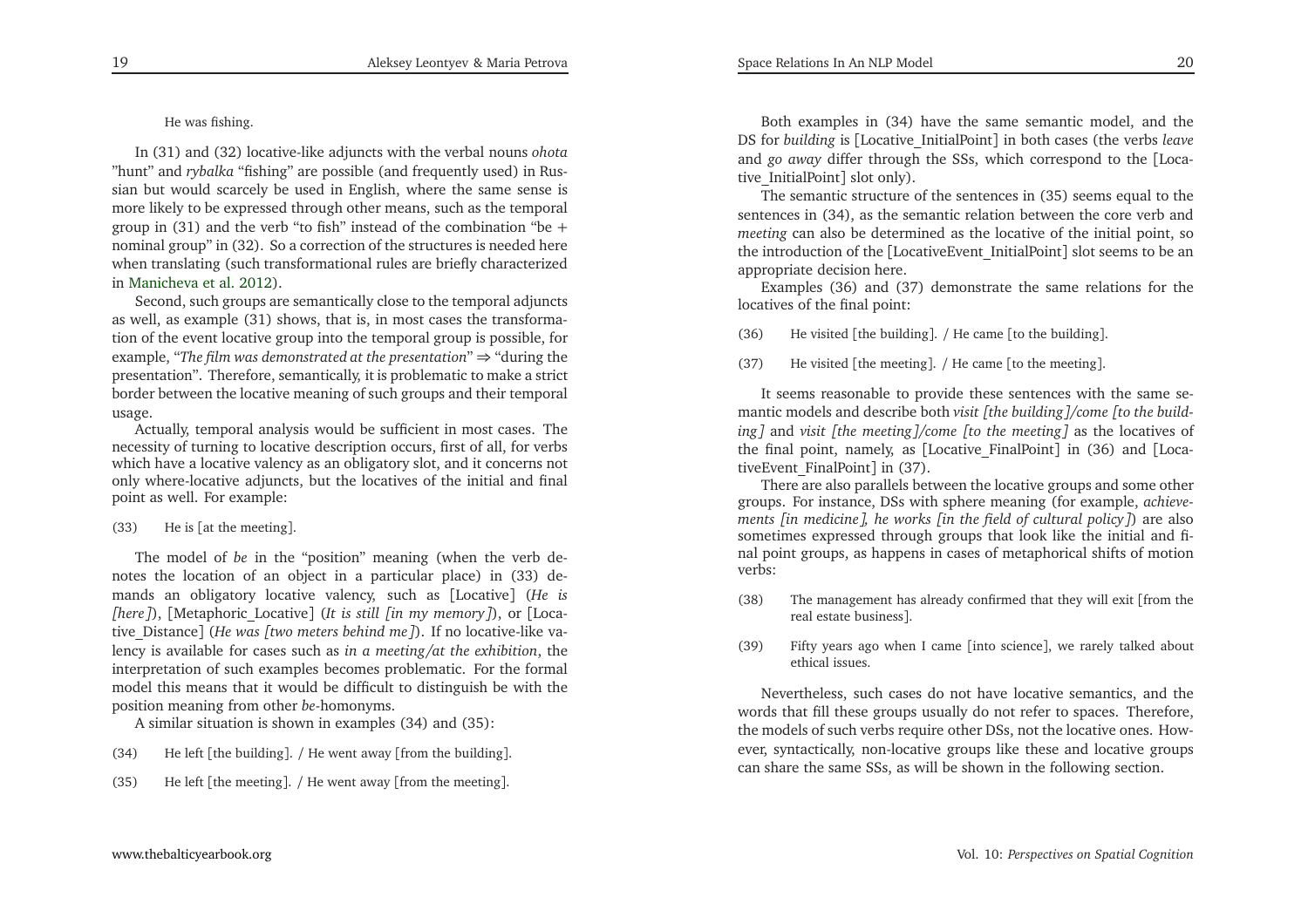He was fishing.

In (31) and (32) locative-like adjuncts with the verbal nouns *ohota* "hunt" and *rybalka* "fishing" are possible (and frequently used) in Russian but would scarcely be used in English, where the same sense is more likely to be expressed through other means, such as the temporal group in (31) and the verb "to fish" instead of the combination "be + nominal group" in (32). So a correction of the structures is needed here when translating (such transformational rules are briefly characterized in Manicheva et al. 2012).

Second, such groups are semantically close to the temporal adjuncts as well, as example (31) shows, that is, in most cases the transformation of the event locative group into the temporal group is possible, for example, "*The film was demonstrated at the presentation*" ⇒ "during the presentation". Therefore, semantically, it is problematic to make a strict border between the locative meaning of such groups and their temporal usage.

Actually, temporal analysis would be sufficient in most cases. The necessity of turning to locative description occurs, first of all, for verbs which have a locative valency as an obligatory slot, and it concerns not only where-locative adjuncts, but the locatives of the initial and final point as well. For example:

(33) He is [at the meeting].

The model of *be* in the "position" meaning (when the verb denotes the location of an object in a particular place) in (33) demands an obligatory locative valency, such as [Locative] (*He is [here]*), [Metaphoric_Locative] (*It is still [in my memory]*), or [Locative_Distance] (*He was [two meters behind me]*). If no locative-like valency is available for cases such as *in a meeting/at the exhibition*, the interpretation of such examples becomes problematic. For the formal model this means that it would be difficult to distinguish be with the position meaning from other *be*-homonyms.

A similar situation is shown in examples (34) and (35):

(34) He left [the building]. / He went away [from the building].

(35) He left [the meeting]. / He went away [from the meeting].

Both examples in (34) have the same semantic model, and the DS for *building* is [Locative_InitialPoint] in both cases (the verbs *leave* and *go away* differ through the SSs, which correspond to the [Locative_InitialPoint] slot only).

The semantic structure of the sentences in (35) seems equal to the sentences in (34), as the semantic relation between the core verb and *meeting* can also be determined as the locative of the initial point, so the introduction of the [LocativeEvent_InitialPoint] slot seems to be an appropriate decision here.

Examples (36) and (37) demonstrate the same relations for the locatives of the final point:

(36) He visited [the building]. / He came [to the building].

(37) He visited [the meeting]. / He came [to the meeting].

It seems reasonable to provide these sentences with the same semantic models and describe both *visit [the building]/come [to the building]* and *visit [the meeting]/come [to the meeting]* as the locatives of the final point, namely, as [Locative_FinalPoint] in (36) and [LocativeEvent_FinalPoint] in (37).

There are also parallels between the locative groups and some other groups. For instance, DSs with sphere meaning (for example, *achievements [in medicine], he works [in the field of cultural policy]*) are also sometimes expressed through groups that look like the initial and final point groups, as happens in cases of metaphorical shifts of motion verbs:

(38) The management has already confirmed that they will exit [from the real estate business].

(39) Fifty years ago when I came [into science], we rarely talked about ethical issues.

Nevertheless, such cases do not have locative semantics, and the words that fill these groups usually do not refer to spaces. Therefore, the models of such verbs require other DSs, not the locative ones. However, syntactically, non-locative groups like these and locative groups can share the same SSs, as will be shown in the following section.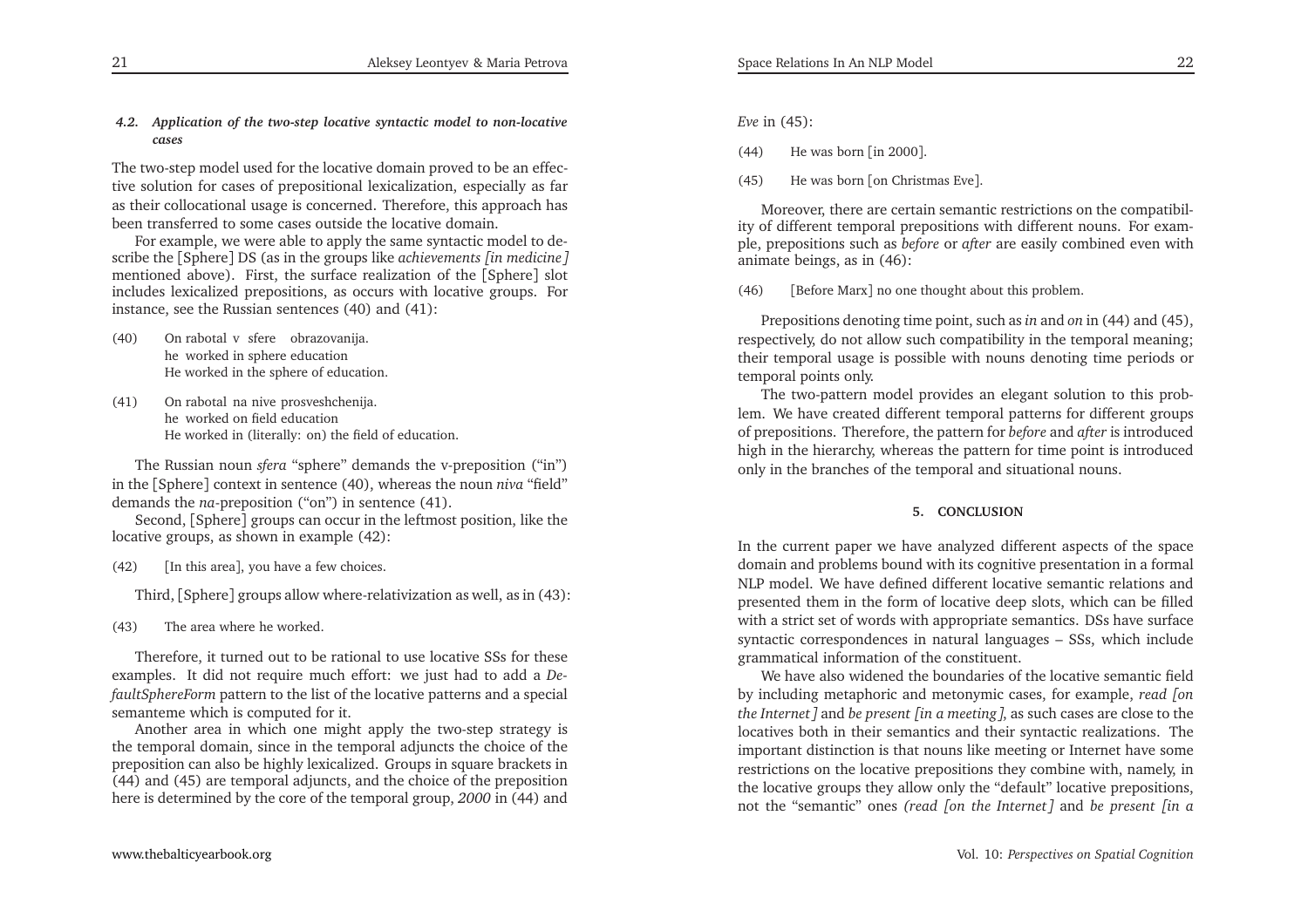### 4.2. *Application of the two-step locative syntactic model to non-locative cases*

The two-step model used for the locative domain proved to be an effective solution for cases of prepositional lexicalization, especially as far as their collocational usage is concerned. Therefore, this approach has been transferred to some cases outside the locative domain.

For example, we were able to apply the same syntactic model to describe the [Sphere] DS (as in the groups like *achievements [in medicine]* mentioned above). First, the surface realization of the [Sphere] slot includes lexicalized prepositions, as occurs with locative groups. For instance, see the Russian sentences (40) and (41):

(40) On rabotal v sfere obrazovanija.
 he worked in sphere education
 He worked in the sphere of education.

(41) On rabotal na nive prosveshchenija.
 he worked on field education
 He worked in (literally: on) the field of education.

The Russian noun *sfera* "sphere" demands the v-preposition ("in") in the [Sphere] context in sentence (40), whereas the noun *niva* "field" demands the *na*-preposition ("on") in sentence (41).

Second, [Sphere] groups can occur in the leftmost position, like the locative groups, as shown in example (42):

(42) [In this area], you have a few choices.

Third, [Sphere] groups allow where-relativization as well, as in (43):

(43) The area where he worked.

Therefore, it turned out to be rational to use locative SSs for these examples. It did not require much effort: we just had to add a *DefaultSphereForm* pattern to the list of the locative patterns and a special semanteme which is computed for it.

Another area in which one might apply the two-step strategy is the temporal domain, since in the temporal adjuncts the choice of the preposition can also be highly lexicalized. Groups in square brackets in (44) and (45) are temporal adjuncts, and the choice of the preposition here is determined by the core of the temporal group, *2000* in (44) and *Eve* in (45):

(44) He was born [in 2000].

(45) He was born [on Christmas Eve].

Moreover, there are certain semantic restrictions on the compatibility of different temporal prepositions with different nouns. For example, prepositions such as *before* or *after* are easily combined even with animate beings, as in (46):

(46) [Before Marx] no one thought about this problem.

Prepositions denoting time point, such as *in* and *on* in (44) and (45), respectively, do not allow such compatibility in the temporal meaning; their temporal usage is possible with nouns denoting time periods or temporal points only.

The two-pattern model provides an elegant solution to this problem. We have created different temporal patterns for different groups of prepositions. Therefore, the pattern for *before* and *after* is introduced high in the hierarchy, whereas the pattern for time point is introduced only in the branches of the temporal and situational nouns.

## 5. CONCLUSION

In the current paper we have analyzed different aspects of the space domain and problems bound with its cognitive presentation in a formal NLP model. We have defined different locative semantic relations and presented them in the form of locative deep slots, which can be filled with a strict set of words with appropriate semantics. DSs have surface syntactic correspondences in natural languages – SSs, which include grammatical information of the constituent.

We have also widened the boundaries of the locative semantic field by including metaphoric and metonymic cases, for example, *read [on the Internet]* and *be present [in a meeting]*, as such cases are close to the locatives both in their semantics and their syntactic realizations. The important distinction is that nouns like meeting or Internet have some restrictions on the locative prepositions they combine with, namely, in the locative groups they allow only the "default" locative prepositions, not the "semantic" ones *(read [on the Internet]* and *be present [in a*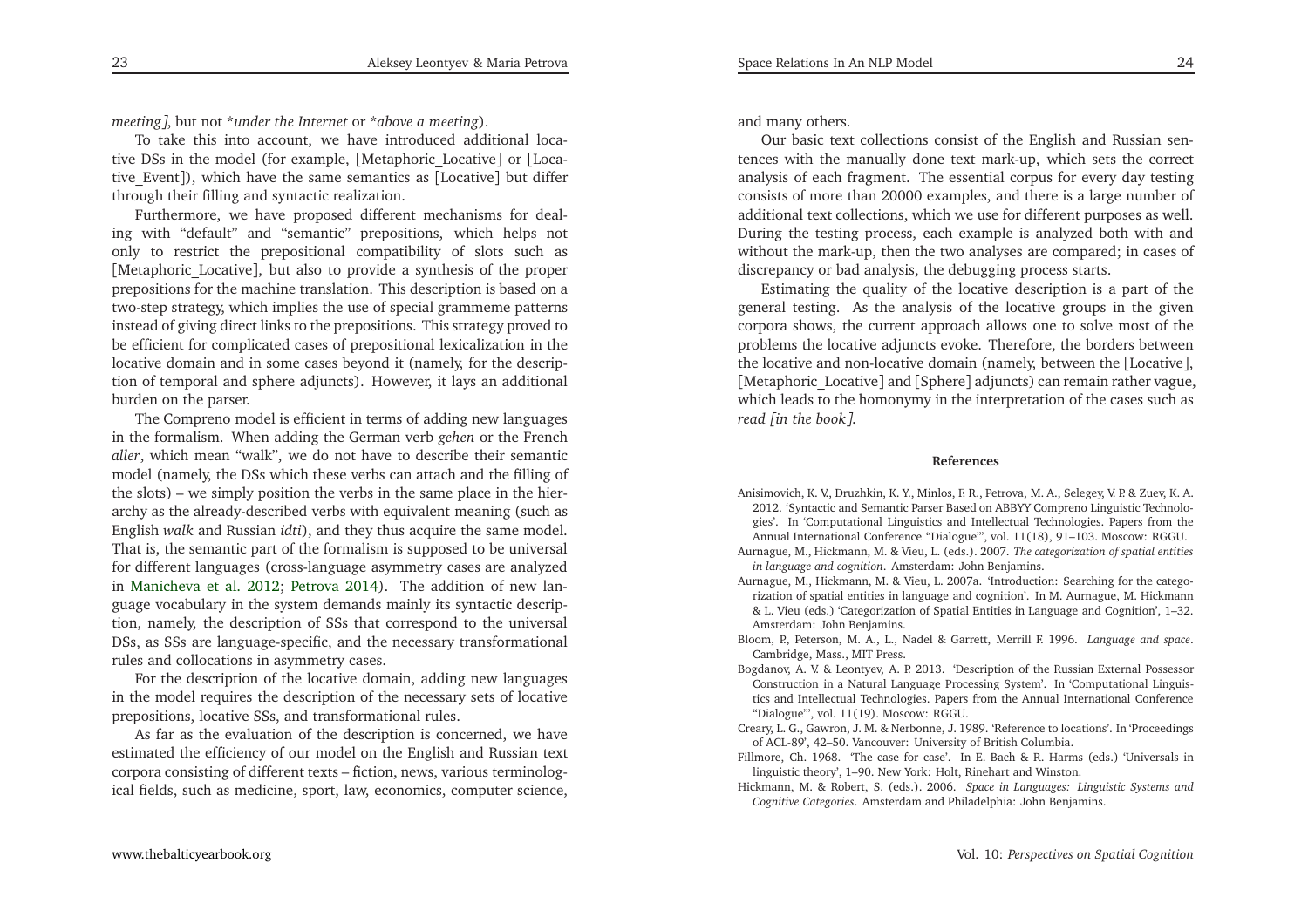*meeting]*, but not \**under the Internet* or \**above a meeting*).

To take this into account, we have introduced additional locative DSs in the model (for example, [Metaphoric_Locative] or [Locative_Event]), which have the same semantics as [Locative] but differ through their filling and syntactic realization.

Furthermore, we have proposed different mechanisms for dealing with "default" and "semantic" prepositions, which helps not only to restrict the prepositional compatibility of slots such as [Metaphoric_Locative], but also to provide a synthesis of the proper prepositions for the machine translation. This description is based on a two-step strategy, which implies the use of special grammeme patterns instead of giving direct links to the prepositions. This strategy proved to be efficient for complicated cases of prepositional lexicalization in the locative domain and in some cases beyond it (namely, for the description of temporal and sphere adjuncts). However, it lays an additional burden on the parser.

The Compreno model is efficient in terms of adding new languages in the formalism. When adding the German verb *gehen* or the French *aller*, which mean "walk", we do not have to describe their semantic model (namely, the DSs which these verbs can attach and the filling of the slots) – we simply position the verbs in the same place in the hierarchy as the already-described verbs with equivalent meaning (such as English *walk* and Russian *idti*), and they thus acquire the same model. That is, the semantic part of the formalism is supposed to be universal for different languages (cross-language asymmetry cases are analyzed in Manicheva et al. 2012; Petrova 2014). The addition of new language vocabulary in the system demands mainly its syntactic description, namely, the description of SSs that correspond to the universal DSs, as SSs are language-specific, and the necessary transformational rules and collocations in asymmetry cases.

For the description of the locative domain, adding new languages in the model requires the description of the necessary sets of locative prepositions, locative SSs, and transformational rules.

As far as the evaluation of the description is concerned, we have estimated the efficiency of our model on the English and Russian text corpora consisting of different texts – fiction, news, various terminological fields, such as medicine, sport, law, economics, computer science, and many others.

Our basic text collections consist of the English and Russian sentences with the manually done text mark-up, which sets the correct analysis of each fragment. The essential corpus for every day testing consists of more than 20000 examples, and there is a large number of additional text collections, which we use for different purposes as well. During the testing process, each example is analyzed both with and without the mark-up, then the two analyses are compared; in cases of discrepancy or bad analysis, the debugging process starts.

Estimating the quality of the locative description is a part of the general testing. As the analysis of the locative groups in the given corpora shows, the current approach allows one to solve most of the problems the locative adjuncts evoke. Therefore, the borders between the locative and non-locative domain (namely, between the [Locative], [Metaphoric_Locative] and [Sphere] adjuncts) can remain rather vague, which leads to the homonymy in the interpretation of the cases such as *read [in the book]*.

## References

Anisimovich, K. V., Druzhkin, K. Y., Minlos, F. R., Petrova, M. A., Selegey, V. P. & Zuev, K. A. 2012. 'Syntactic and Semantic Parser Based on ABBYY Compreno Linguistic Technologies'. In 'Computational Linguistics and Intellectual Technologies. Papers from the Annual International Conference "Dialogue"', vol. 11(18), 91–103. Moscow: RGGU.

Aurnague, M., Hickmann, M. & Vieu, L. (eds.). 2007. *The categorization of spatial entities in language and cognition*. Amsterdam: John Benjamins.

Aurnague, M., Hickmann, M. & Vieu, L. 2007a. 'Introduction: Searching for the categorization of spatial entities in language and cognition'. In M. Aurnague, M. Hickmann & L. Vieu (eds.) 'Categorization of Spatial Entities in Language and Cognition', 1–32. Amsterdam: John Benjamins.

Bloom, P., Peterson, M. A., L., Nadel & Garrett, Merrill F. 1996. *Language and space*. Cambridge, Mass., MIT Press.

Bogdanov, A. V. & Leontyev, A. P. 2013. 'Description of the Russian External Possessor Construction in a Natural Language Processing System'. In 'Computational Linguistics and Intellectual Technologies. Papers from the Annual International Conference "Dialogue"', vol. 11(19). Moscow: RGGU.

Creary, L. G., Gawron, J. M. & Nerbonne, J. 1989. 'Reference to locations'. In 'Proceedings of ACL-89', 42–50. Vancouver: University of British Columbia.

Fillmore, Ch. 1968. 'The case for case'. In E. Bach & R. Harms (eds.) 'Universals in linguistic theory', 1–90. New York: Holt, Rinehart and Winston.

Hickmann, M. & Robert, S. (eds.). 2006. *Space in Languages: Linguistic Systems and Cognitive Categories*. Amsterdam and Philadelphia: John Benjamins.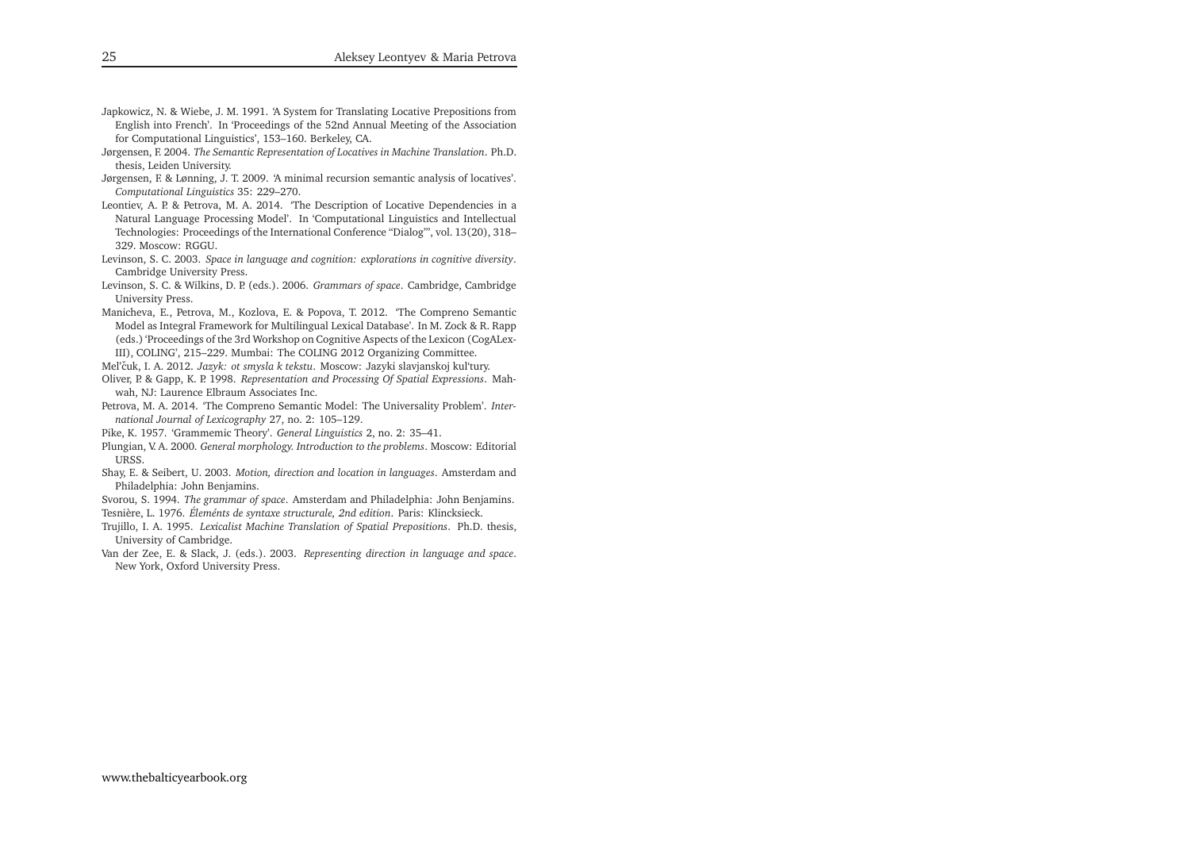Japkowicz, N. & Wiebe, J. M. 1991. 'A System for Translating Locative Prepositions from English into French'. In 'Proceedings of the 52nd Annual Meeting of the Association for Computational Linguistics', 153–160. Berkeley, CA.

Jørgensen, F. 2004. *The Semantic Representation of Locatives in Machine Translation*. Ph.D. thesis, Leiden University.

Jørgensen, F. & Lønning, J. T. 2009. 'A minimal recursion semantic analysis of locatives'. *Computational Linguistics* 35: 229–270.

Leontiev, A. P. & Petrova, M. A. 2014. 'The Description of Locative Dependencies in a Natural Language Processing Model'. In 'Computational Linguistics and Intellectual Technologies: Proceedings of the International Conference "Dialog"', vol. 13(20), 318–329. Moscow: RGGU.

Levinson, S. C. 2003. *Space in language and cognition: explorations in cognitive diversity*. Cambridge University Press.

Levinson, S. C. & Wilkins, D. P. (eds.). 2006. *Grammars of space*. Cambridge, Cambridge University Press.

Manicheva, E., Petrova, M., Kozlova, E. & Popova, T. 2012. 'The Compreno Semantic Model as Integral Framework for Multilingual Lexical Database'. In M. Zock & R. Rapp (eds.) 'Proceedings of the 3rd Workshop on Cognitive Aspects of the Lexicon (CogALex-III), COLING', 215–229. Mumbai: The COLING 2012 Organizing Committee.

Mel'čuk, I. A. 2012. *Jazyk: ot smysla k tekstu*. Moscow: Jazyki slavjanskoj kul'tury.

Oliver, P. & Gapp, K. P. 1998. *Representation and Processing Of Spatial Expressions*. Mahwah, NJ: Laurence Elbraum Associates Inc.

Petrova, M. A. 2014. 'The Compreno Semantic Model: The Universality Problem'. *International Journal of Lexicography* 27, no. 2: 105–129.

Pike, K. 1957. 'Grammemic Theory'. *General Linguistics* 2, no. 2: 35–41.

Plungian, V. A. 2000. *General morphology. Introduction to the problems*. Moscow: Editorial URSS.

Shay, E. & Seibert, U. 2003. *Motion, direction and location in languages*. Amsterdam and Philadelphia: John Benjamins.

Svorou, S. 1994. *The grammar of space*. Amsterdam and Philadelphia: John Benjamins.

Tesnière, L. 1976. *Éleménts de syntaxe structurale, 2nd edition*. Paris: Klincksieck.

Trujillo, I. A. 1995. *Lexicalist Machine Translation of Spatial Prepositions*. Ph.D. thesis, University of Cambridge.

Van der Zee, E. & Slack, J. (eds.). 2003. *Representing direction in language and space*. New York, Oxford University Press.